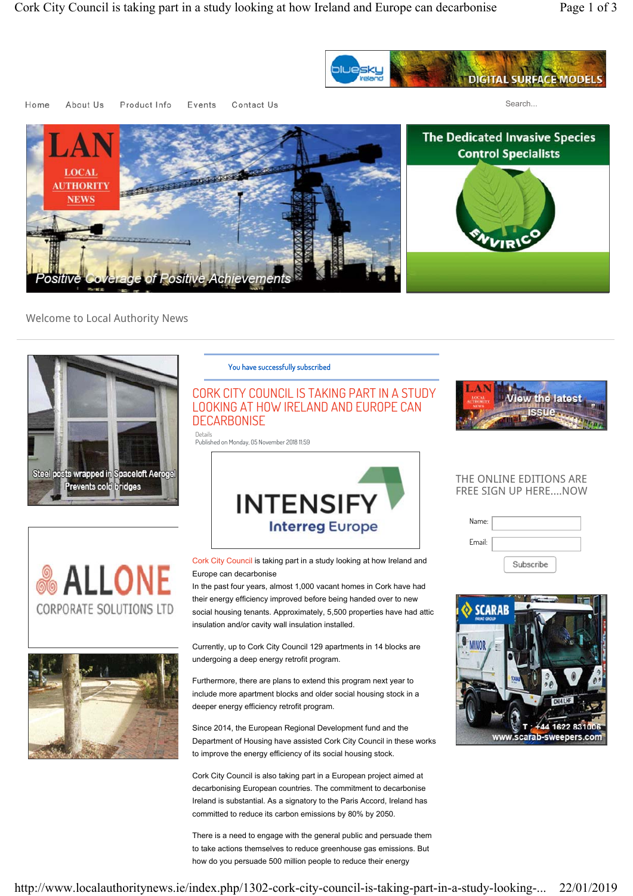Home About Us Product Info Events Contact Us

Welcome to Local Authority News

You have successfully subscribed

# CORK CITY COUNCIL IS TAKING PART IN A STUDY LOOKING AT HOW IRELAND AND EUROPE CAN DECARBONISE

Details
Published on Monday, 05 November 2018 11:59

Cork City Council is taking part in a study looking at how Ireland and Europe can decarbonise

In the past four years, almost 1,000 vacant homes in Cork have had their energy efficiency improved before being handed over to new social housing tenants. Approximately, 5,500 properties have had attic insulation and/or cavity wall insulation installed.

Currently, up to Cork City Council 129 apartments in 14 blocks are undergoing a deep energy retrofit program.

Furthermore, there are plans to extend this program next year to include more apartment blocks and older social housing stock in a deeper energy efficiency retrofit program.

Since 2014, the European Regional Development fund and the Department of Housing have assisted Cork City Council in these works to improve the energy efficiency of its social housing stock.

Cork City Council is also taking part in a European project aimed at decarbonising European countries. The commitment to decarbonise Ireland is substantial. As a signatory to the Paris Accord, Ireland has committed to reduce its carbon emissions by 80% by 2050.

There is a need to engage with the general public and persuade them to take actions themselves to reduce greenhouse gas emissions. But how do you persuade 500 million people to reduce their energy

THE ONLINE EDITIONS ARE FREE SIGN UP HERE....NOW

Name:

Email:

Subscribe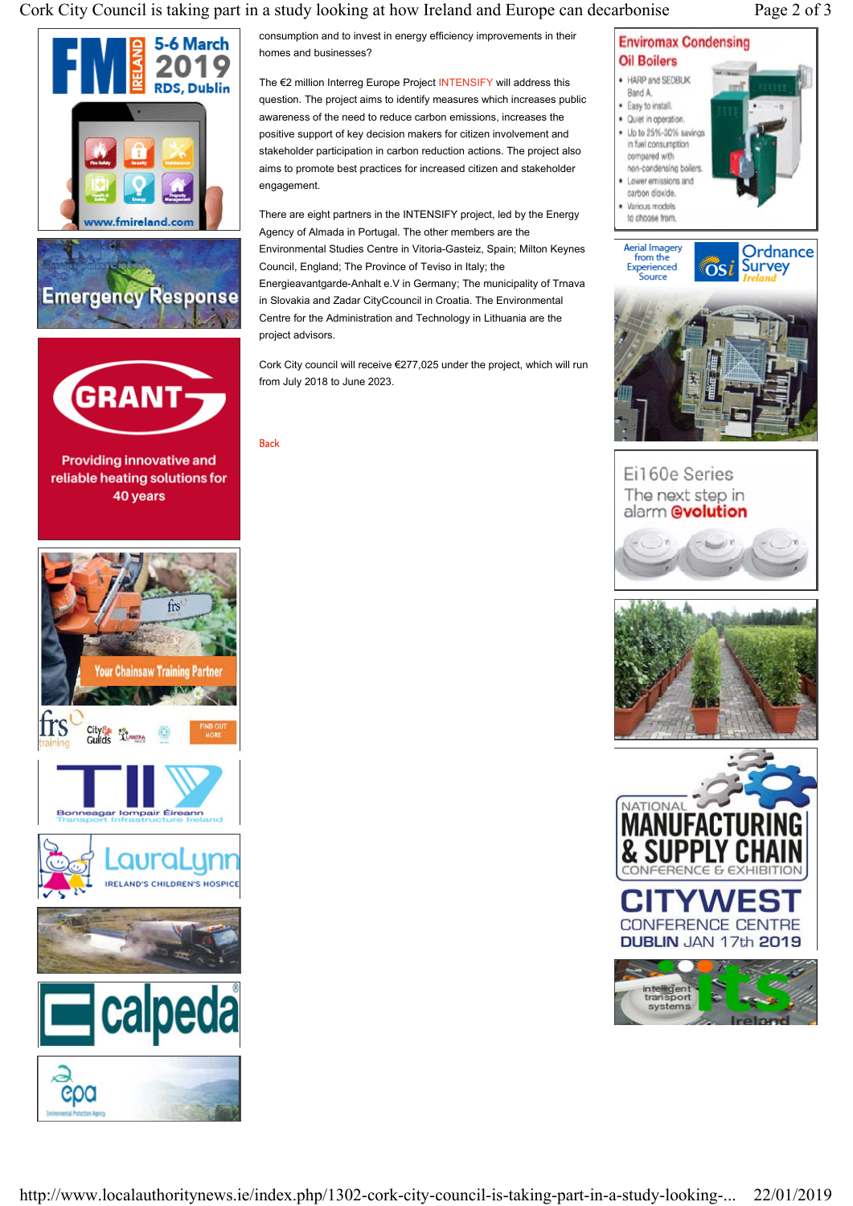consumption and to invest in energy efficiency improvements in their homes and businesses?

The €2 million Interreg Europe Project INTENSIFY will address this question. The project aims to identify measures which increases public awareness of the need to reduce carbon emissions, increases the positive support of key decision makers for citizen involvement and stakeholder participation in carbon reduction actions. The project also aims to promote best practices for increased citizen and stakeholder engagement.

There are eight partners in the INTENSIFY project, led by the Energy Agency of Almada in Portugal. The other members are the Environmental Studies Centre in Vitoria-Gasteiz, Spain; Milton Keynes Council, England; The Province of Teviso in Italy; the Energieavantgarde-Anhalt e.V in Germany; The municipality of Trnava in Slovakia and Zadar CityCcouncil in Croatia. The Environmental Centre for the Administration and Technology in Lithuania are the project advisors.

Cork City council will receive €277,025 under the project, which will run from July 2018 to June 2023.

Back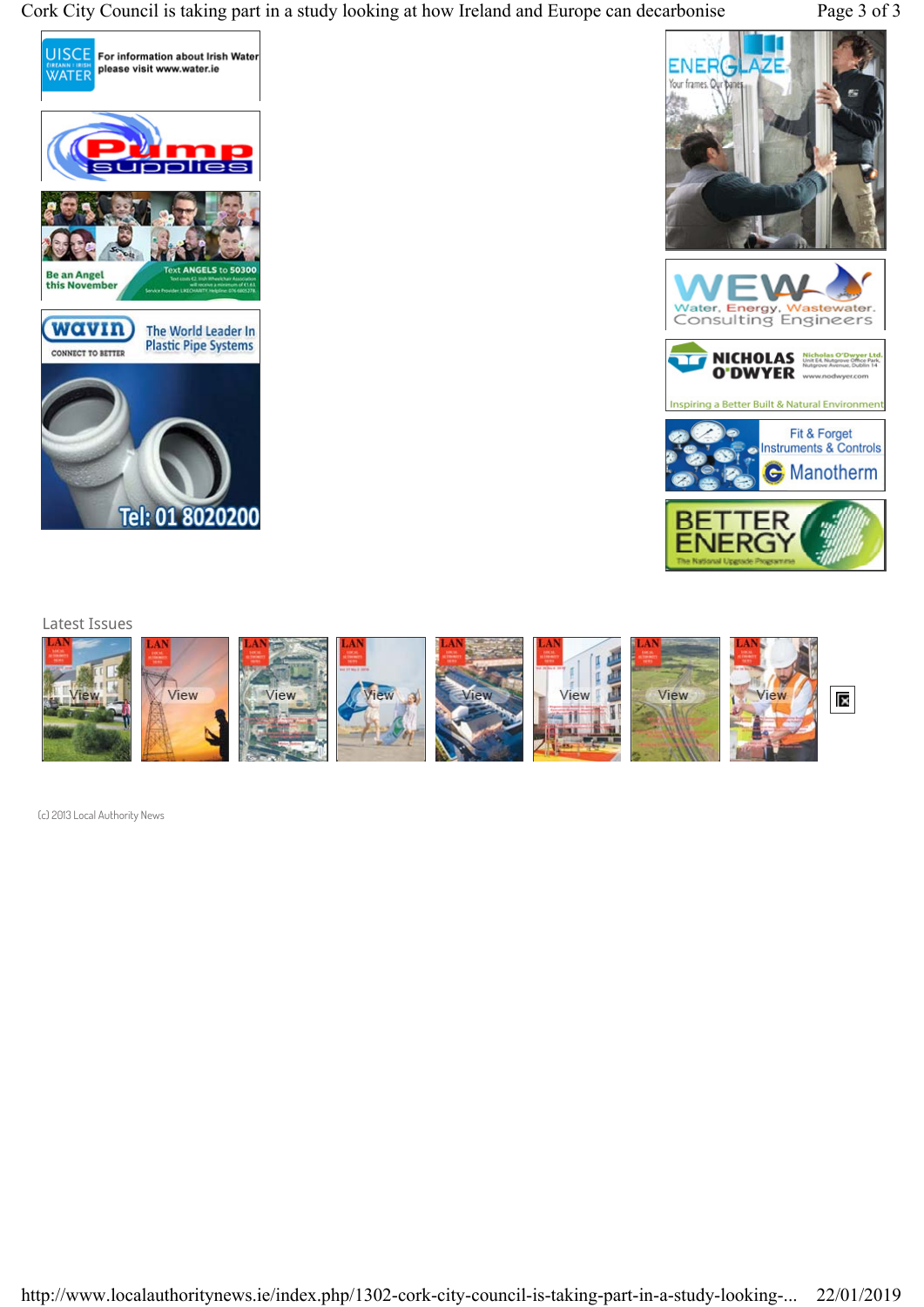Latest Issues

View View View View View View View View

(c) 2013 Local Authority News